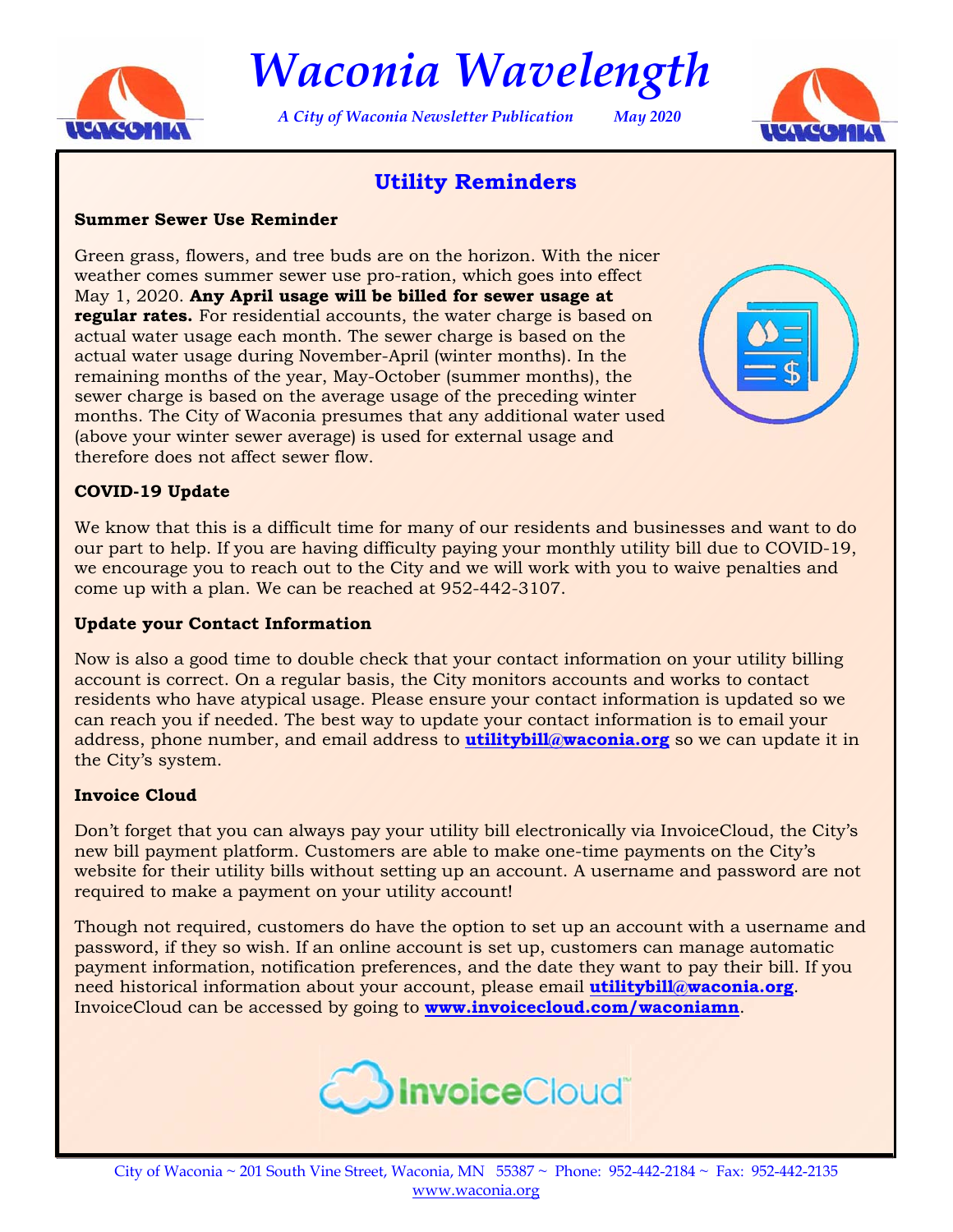# Waconia Wavelength

*A City of Waconia Newsletter Publication* *May 2020*

## Utility Reminders

**Summer Sewer Use Reminder**

Green grass, flowers, and tree buds are on the horizon. With the nicer weather comes summer sewer use pro-ration, which goes into effect May 1, 2020. **Any April usage will be billed for sewer usage at regular rates.** For residential accounts, the water charge is based on actual water usage each month. The sewer charge is based on the actual water usage during November-April (winter months). In the remaining months of the year, May-October (summer months), the sewer charge is based on the average usage of the preceding winter months. The City of Waconia presumes that any additional water used (above your winter sewer average) is used for external usage and therefore does not affect sewer flow.

**COVID-19 Update**

We know that this is a difficult time for many of our residents and businesses and want to do our part to help. If you are having difficulty paying your monthly utility bill due to COVID-19, we encourage you to reach out to the City and we will work with you to waive penalties and come up with a plan. We can be reached at 952-442-3107.

**Update your Contact Information**

Now is also a good time to double check that your contact information on your utility billing account is correct. On a regular basis, the City monitors accounts and works to contact residents who have atypical usage. Please ensure your contact information is updated so we can reach you if needed. The best way to update your contact information is to email your address, phone number, and email address to **utilitybill@waconia.org** so we can update it in the City's system.

**Invoice Cloud**

Don't forget that you can always pay your utility bill electronically via InvoiceCloud, the City's new bill payment platform. Customers are able to make one-time payments on the City's website for their utility bills without setting up an account. A username and password are not required to make a payment on your utility account!

Though not required, customers do have the option to set up an account with a username and password, if they so wish. If an online account is set up, customers can manage automatic payment information, notification preferences, and the date they want to pay their bill. If you need historical information about your account, please email **utilitybill@waconia.org**. InvoiceCloud can be accessed by going to **www.invoicecloud.com/waconiamn**.

City of Waconia ~ 201 South Vine Street, Waconia, MN 55387 ~ Phone: 952-442-2184 ~ Fax: 952-442-2135
www.waconia.org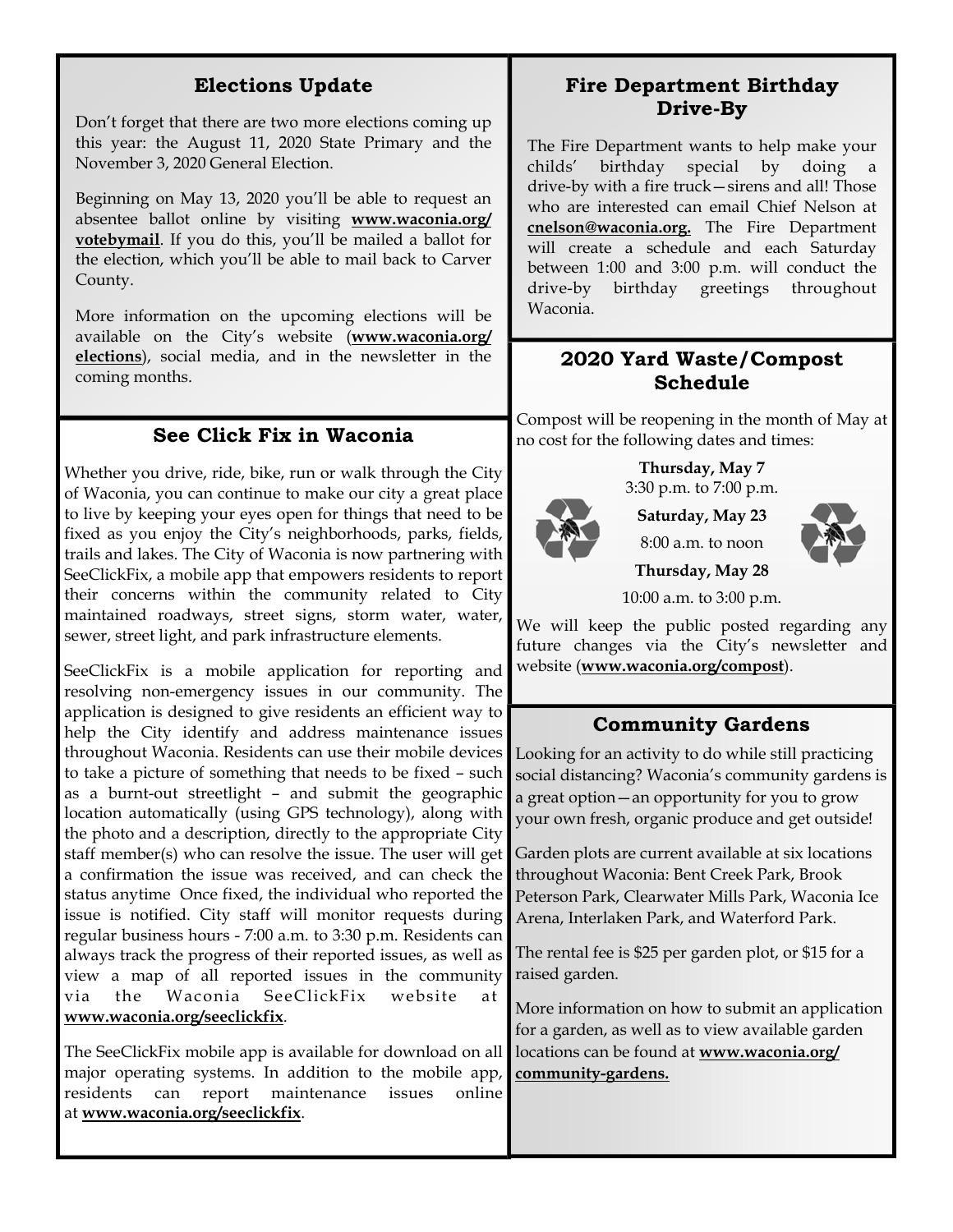## Elections Update

Don't forget that there are two more elections coming up this year: the August 11, 2020 State Primary and the November 3, 2020 General Election.

Beginning on May 13, 2020 you'll be able to request an absentee ballot online by visiting **www.waconia.org/votebymail**. If you do this, you'll be mailed a ballot for the election, which you'll be able to mail back to Carver County.

More information on the upcoming elections will be available on the City's website (**www.waconia.org/elections**), social media, and in the newsletter in the coming months.

## See Click Fix in Waconia

Whether you drive, ride, bike, run or walk through the City of Waconia, you can continue to make our city a great place to live by keeping your eyes open for things that need to be fixed as you enjoy the City's neighborhoods, parks, fields, trails and lakes. The City of Waconia is now partnering with SeeClickFix, a mobile app that empowers residents to report their concerns within the community related to City maintained roadways, street signs, storm water, water, sewer, street light, and park infrastructure elements.

SeeClickFix is a mobile application for reporting and resolving non-emergency issues in our community. The application is designed to give residents an efficient way to help the City identify and address maintenance issues throughout Waconia. Residents can use their mobile devices to take a picture of something that needs to be fixed – such as a burnt-out streetlight – and submit the geographic location automatically (using GPS technology), along with the photo and a description, directly to the appropriate City staff member(s) who can resolve the issue. The user will get a confirmation the issue was received, and can check the status anytime Once fixed, the individual who reported the issue is notified. City staff will monitor requests during regular business hours - 7:00 a.m. to 3:30 p.m. Residents can always track the progress of their reported issues, as well as view a map of all reported issues in the community via the Waconia SeeClickFix website at **www.waconia.org/seeclickfix**.

The SeeClickFix mobile app is available for download on all major operating systems. In addition to the mobile app, residents can report maintenance issues online at **www.waconia.org/seeclickfix**.

## Fire Department Birthday Drive-By

The Fire Department wants to help make your childs' birthday special by doing a drive-by with a fire truck—sirens and all! Those who are interested can email Chief Nelson at **cnelson@waconia.org.** The Fire Department will create a schedule and each Saturday between 1:00 and 3:00 p.m. will conduct the drive-by birthday greetings throughout Waconia.

## 2020 Yard Waste/Compost Schedule

Compost will be reopening in the month of May at no cost for the following dates and times:

**Thursday, May 7**
3:30 p.m. to 7:00 p.m.

**Saturday, May 23**
8:00 a.m. to noon

**Thursday, May 28**
10:00 a.m. to 3:00 p.m.

We will keep the public posted regarding any future changes via the City's newsletter and website (**www.waconia.org/compost**).

## Community Gardens

Looking for an activity to do while still practicing social distancing? Waconia's community gardens is a great option—an opportunity for you to grow your own fresh, organic produce and get outside!

Garden plots are current available at six locations throughout Waconia: Bent Creek Park, Brook Peterson Park, Clearwater Mills Park, Waconia Ice Arena, Interlaken Park, and Waterford Park.

The rental fee is $25 per garden plot, or $15 for a raised garden.

More information on how to submit an application for a garden, as well as to view available garden locations can be found at **www.waconia.org/community-gardens.**